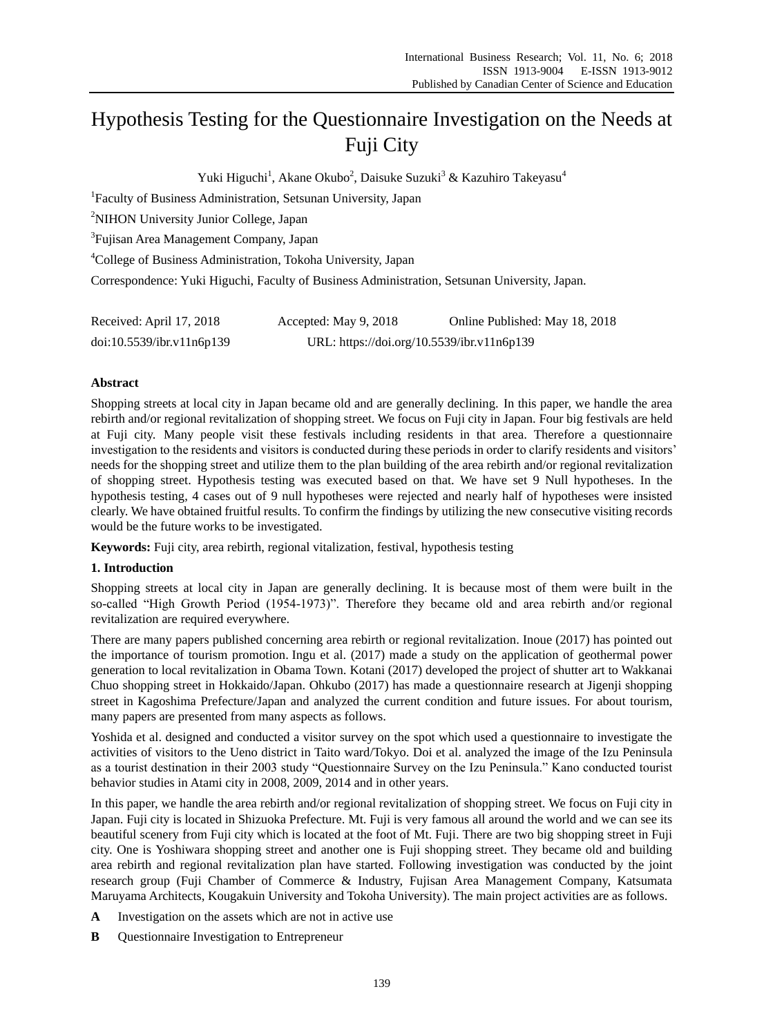# Hypothesis Testing for the Questionnaire Investigation on the Needs at Fuji City

Yuki Higuchi[1], Akane Okubo[2], Daisuke Suzuki[3] & Kazuhiro Takeyasu[4]

[1]Faculty of Business Administration, Setsunan University, Japan

[2]NIHON University Junior College, Japan

[3]Fujisan Area Management Company, Japan

[4]College of Business Administration, Tokoha University, Japan

Correspondence: Yuki Higuchi, Faculty of Business Administration, Setsunan University, Japan.

Received: April 17, 2018 Accepted: May 9, 2018 Online Published: May 18, 2018

doi:10.5539/ibr.v11n6p139 URL: https://doi.org/10.5539/ibr.v11n6p139

## Abstract

Shopping streets at local city in Japan became old and are generally declining. In this paper, we handle the area rebirth and/or regional revitalization of shopping street. We focus on Fuji city in Japan. Four big festivals are held at Fuji city. Many people visit these festivals including residents in that area. Therefore a questionnaire investigation to the residents and visitors is conducted during these periods in order to clarify residents and visitors' needs for the shopping street and utilize them to the plan building of the area rebirth and/or regional revitalization of shopping street. Hypothesis testing was executed based on that. We have set 9 Null hypotheses. In the hypothesis testing, 4 cases out of 9 null hypotheses were rejected and nearly half of hypotheses were insisted clearly. We have obtained fruitful results. To confirm the findings by utilizing the new consecutive visiting records would be the future works to be investigated.

**Keywords:** Fuji city, area rebirth, regional vitalization, festival, hypothesis testing

## 1. Introduction

Shopping streets at local city in Japan are generally declining. It is because most of them were built in the so-called "High Growth Period (1954-1973)". Therefore they became old and area rebirth and/or regional revitalization are required everywhere.

There are many papers published concerning area rebirth or regional revitalization. Inoue (2017) has pointed out the importance of tourism promotion. Ingu et al. (2017) made a study on the application of geothermal power generation to local revitalization in Obama Town. Kotani (2017) developed the project of shutter art to Wakkanai Chuo shopping street in Hokkaido/Japan. Ohkubo (2017) has made a questionnaire research at Jigenji shopping street in Kagoshima Prefecture/Japan and analyzed the current condition and future issues. For about tourism, many papers are presented from many aspects as follows.

Yoshida et al. designed and conducted a visitor survey on the spot which used a questionnaire to investigate the activities of visitors to the Ueno district in Taito ward/Tokyo. Doi et al. analyzed the image of the Izu Peninsula as a tourist destination in their 2003 study "Questionnaire Survey on the Izu Peninsula." Kano conducted tourist behavior studies in Atami city in 2008, 2009, 2014 and in other years.

In this paper, we handle the area rebirth and/or regional revitalization of shopping street. We focus on Fuji city in Japan. Fuji city is located in Shizuoka Prefecture. Mt. Fuji is very famous all around the world and we can see its beautiful scenery from Fuji city which is located at the foot of Mt. Fuji. There are two big shopping street in Fuji city. One is Yoshiwara shopping street and another one is Fuji shopping street. They became old and building area rebirth and regional revitalization plan have started. Following investigation was conducted by the joint research group (Fuji Chamber of Commerce & Industry, Fujisan Area Management Company, Katsumata Maruyama Architects, Kougakuin University and Tokoha University). The main project activities are as follows.

**A** Investigation on the assets which are not in active use

**B** Questionnaire Investigation to Entrepreneur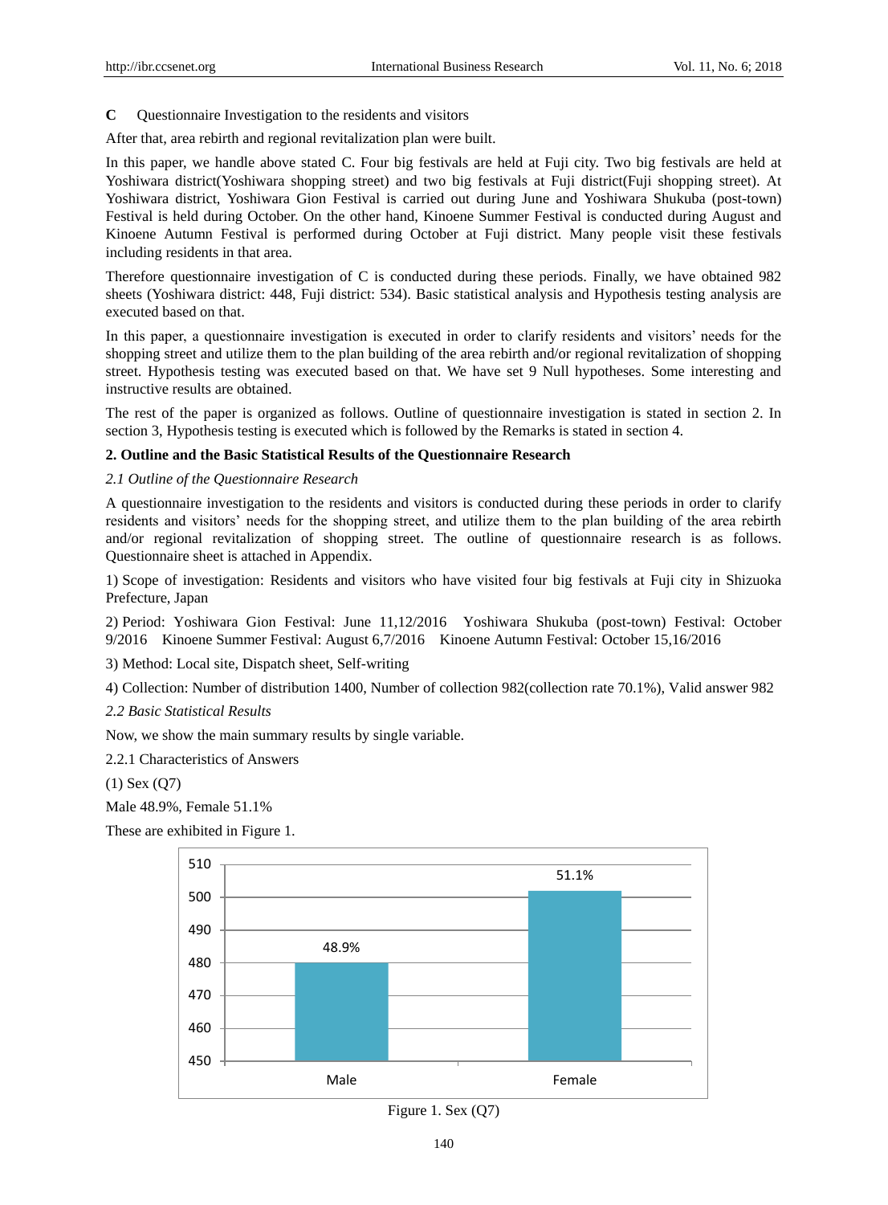**C** Questionnaire Investigation to the residents and visitors

After that, area rebirth and regional revitalization plan were built.

In this paper, we handle above stated C. Four big festivals are held at Fuji city. Two big festivals are held at Yoshiwara district(Yoshiwara shopping street) and two big festivals at Fuji district(Fuji shopping street). At Yoshiwara district, Yoshiwara Gion Festival is carried out during June and Yoshiwara Shukuba (post-town) Festival is held during October. On the other hand, Kinoene Summer Festival is conducted during August and Kinoene Autumn Festival is performed during October at Fuji district. Many people visit these festivals including residents in that area.

Therefore questionnaire investigation of C is conducted during these periods. Finally, we have obtained 982 sheets (Yoshiwara district: 448, Fuji district: 534). Basic statistical analysis and Hypothesis testing analysis are executed based on that.

In this paper, a questionnaire investigation is executed in order to clarify residents and visitors' needs for the shopping street and utilize them to the plan building of the area rebirth and/or regional revitalization of shopping street. Hypothesis testing was executed based on that. We have set 9 Null hypotheses. Some interesting and instructive results are obtained.

The rest of the paper is organized as follows. Outline of questionnaire investigation is stated in section 2. In section 3, Hypothesis testing is executed which is followed by the Remarks is stated in section 4.

## 2. Outline and the Basic Statistical Results of the Questionnaire Research

### *2.1 Outline of the Questionnaire Research*

A questionnaire investigation to the residents and visitors is conducted during these periods in order to clarify residents and visitors' needs for the shopping street, and utilize them to the plan building of the area rebirth and/or regional revitalization of shopping street. The outline of questionnaire research is as follows. Questionnaire sheet is attached in Appendix.

1) Scope of investigation: Residents and visitors who have visited four big festivals at Fuji city in Shizuoka Prefecture, Japan

2) Period: Yoshiwara Gion Festival: June 11,12/2016 Yoshiwara Shukuba (post-town) Festival: October 9/2016 Kinoene Summer Festival: August 6,7/2016 Kinoene Autumn Festival: October 15,16/2016

3) Method: Local site, Dispatch sheet, Self-writing

4) Collection: Number of distribution 1400, Number of collection 982(collection rate 70.1%), Valid answer 982

### *2.2 Basic Statistical Results*

Now, we show the main summary results by single variable.

2.2.1 Characteristics of Answers

(1) Sex (Q7)

Male 48.9%, Female 51.1%

These are exhibited in Figure 1.

| | Male | Female |
|---|---|---|
| Percentage | 48.9% | 51.1% |

Figure 1. Sex (Q7)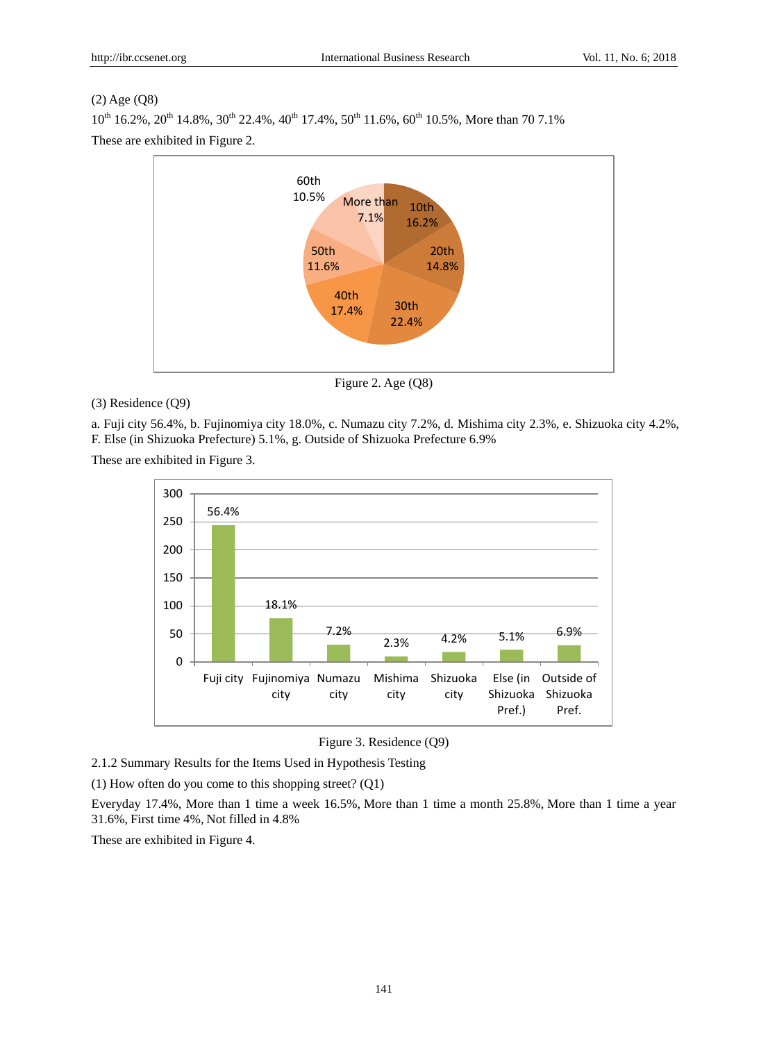(2) Age (Q8)

10th 16.2%, 20th 14.8%, 30th 22.4%, 40th 17.4%, 50th 11.6%, 60th 10.5%, More than 70 7.1%

These are exhibited in Figure 2.

Figure 2. Age (Q8)

(3) Residence (Q9)

a. Fuji city 56.4%, b. Fujinomiya city 18.0%, c. Numazu city 7.2%, d. Mishima city 2.3%, e. Shizuoka city 4.2%, F. Else (in Shizuoka Prefecture) 5.1%, g. Outside of Shizuoka Prefecture 6.9%

These are exhibited in Figure 3.

Figure 3. Residence (Q9)

2.1.2 Summary Results for the Items Used in Hypothesis Testing

(1) How often do you come to this shopping street? (Q1)

Everyday 17.4%, More than 1 time a week 16.5%, More than 1 time a month 25.8%, More than 1 time a year 31.6%, First time 4%, Not filled in 4.8%

These are exhibited in Figure 4.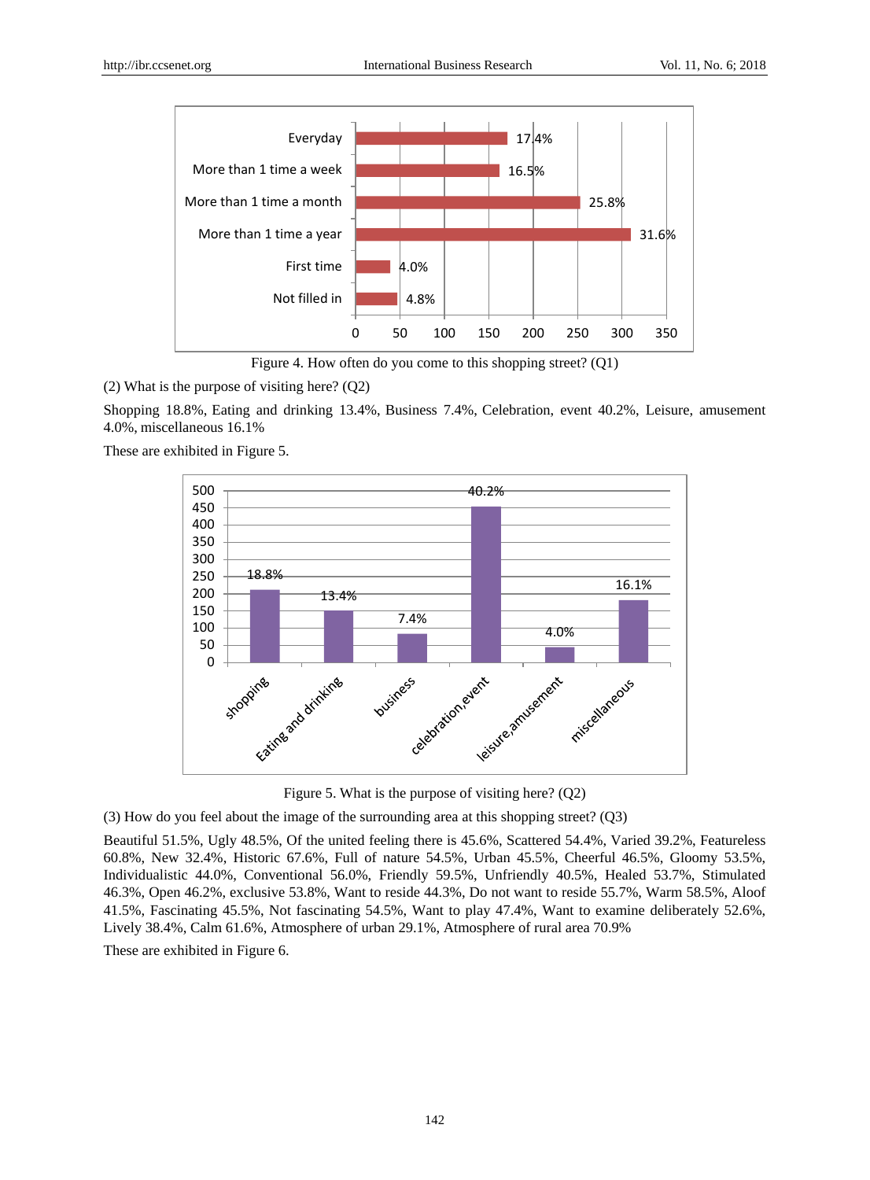Figure 4. How often do you come to this shopping street? (Q1)

(2) What is the purpose of visiting here? (Q2)

Shopping 18.8%, Eating and drinking 13.4%, Business 7.4%, Celebration, event 40.2%, Leisure, amusement 4.0%, miscellaneous 16.1%

These are exhibited in Figure 5.

Figure 5. What is the purpose of visiting here? (Q2)

(3) How do you feel about the image of the surrounding area at this shopping street? (Q3)

Beautiful 51.5%, Ugly 48.5%, Of the united feeling there is 45.6%, Scattered 54.4%, Varied 39.2%, Featureless 60.8%, New 32.4%, Historic 67.6%, Full of nature 54.5%, Urban 45.5%, Cheerful 46.5%, Gloomy 53.5%, Individualistic 44.0%, Conventional 56.0%, Friendly 59.5%, Unfriendly 40.5%, Healed 53.7%, Stimulated 46.3%, Open 46.2%, exclusive 53.8%, Want to reside 44.3%, Do not want to reside 55.7%, Warm 58.5%, Aloof 41.5%, Fascinating 45.5%, Not fascinating 54.5%, Want to play 47.4%, Want to examine deliberately 52.6%, Lively 38.4%, Calm 61.6%, Atmosphere of urban 29.1%, Atmosphere of rural area 70.9%

These are exhibited in Figure 6.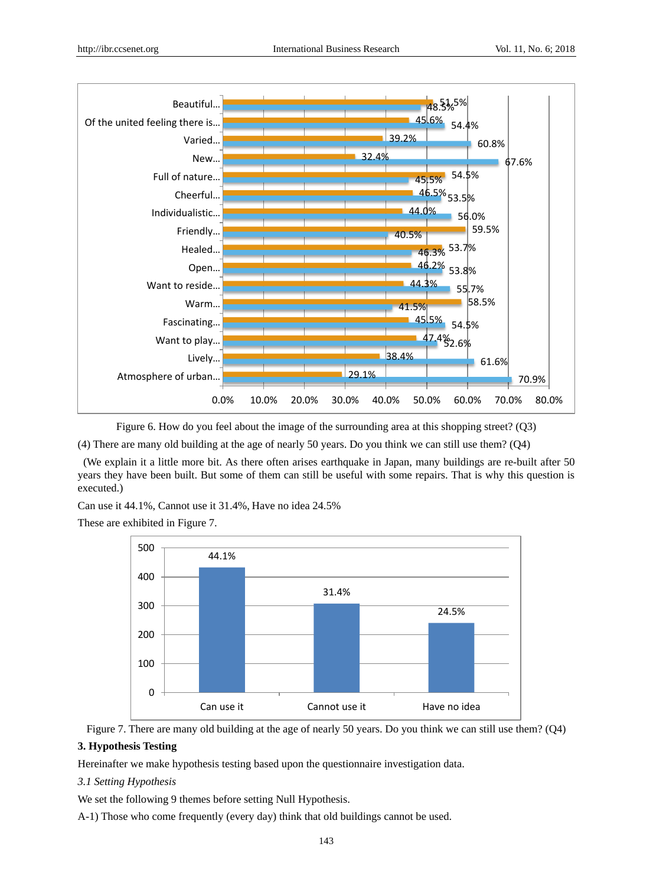Figure 6. How do you feel about the image of the surrounding area at this shopping street? (Q3)

(4) There are many old building at the age of nearly 50 years. Do you think we can still use them? (Q4)

(We explain it a little more bit. As there often arises earthquake in Japan, many buildings are re-built after 50 years they have been built. But some of them can still be useful with some repairs. That is why this question is executed.)

Can use it 44.1%, Cannot use it 31.4%, Have no idea 24.5%

These are exhibited in Figure 7.

Figure 7. There are many old building at the age of nearly 50 years. Do you think we can still use them? (Q4)

## 3. Hypothesis Testing

Hereinafter we make hypothesis testing based upon the questionnaire investigation data.

### *3.1 Setting Hypothesis*

We set the following 9 themes before setting Null Hypothesis.

A-1) Those who come frequently (every day) think that old buildings cannot be used.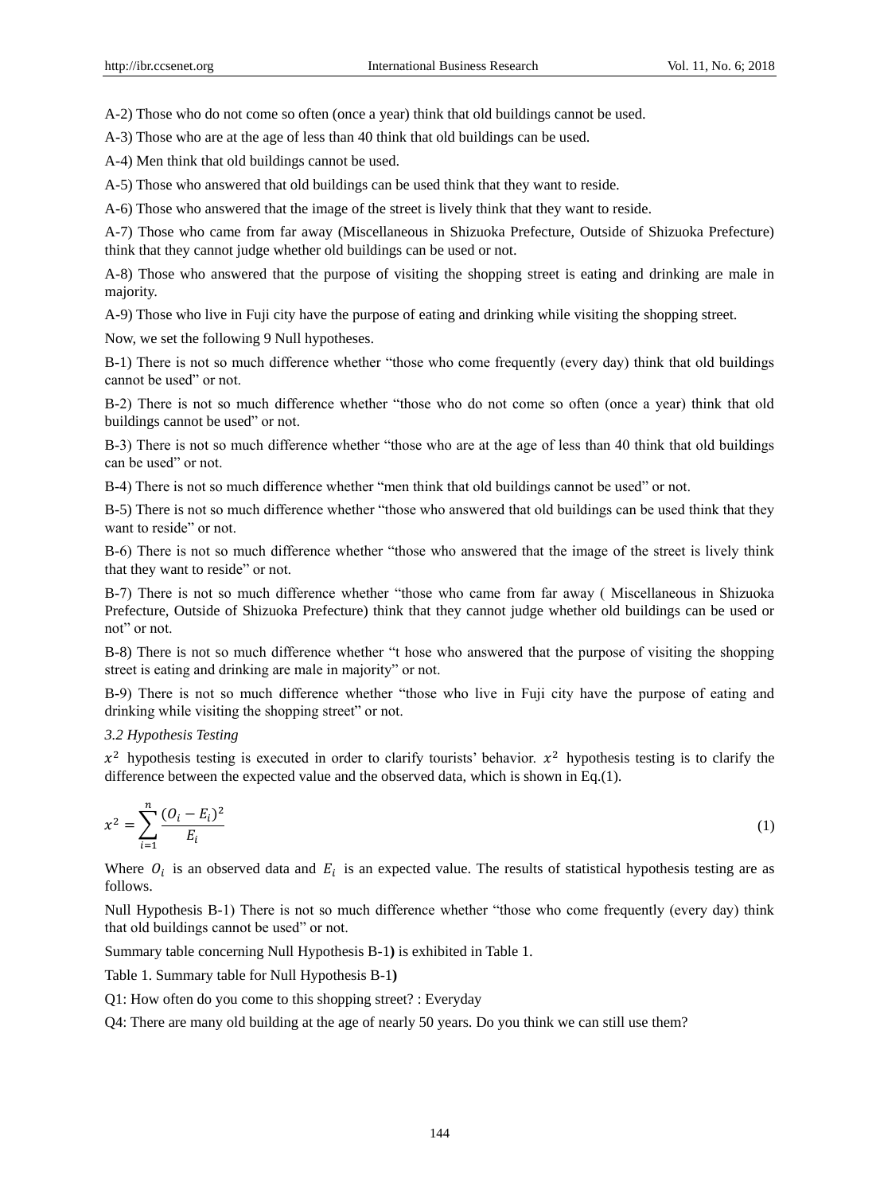A-2) Those who do not come so often (once a year) think that old buildings cannot be used.

A-3) Those who are at the age of less than 40 think that old buildings can be used.

A-4) Men think that old buildings cannot be used.

A-5) Those who answered that old buildings can be used think that they want to reside.

A-6) Those who answered that the image of the street is lively think that they want to reside.

A-7) Those who came from far away (Miscellaneous in Shizuoka Prefecture, Outside of Shizuoka Prefecture) think that they cannot judge whether old buildings can be used or not.

A-8) Those who answered that the purpose of visiting the shopping street is eating and drinking are male in majority.

A-9) Those who live in Fuji city have the purpose of eating and drinking while visiting the shopping street.

Now, we set the following 9 Null hypotheses.

B-1) There is not so much difference whether "those who come frequently (every day) think that old buildings cannot be used" or not.

B-2) There is not so much difference whether "those who do not come so often (once a year) think that old buildings cannot be used" or not.

B-3) There is not so much difference whether "those who are at the age of less than 40 think that old buildings can be used" or not.

B-4) There is not so much difference whether "men think that old buildings cannot be used" or not.

B-5) There is not so much difference whether "those who answered that old buildings can be used think that they want to reside" or not.

B-6) There is not so much difference whether "those who answered that the image of the street is lively think that they want to reside" or not.

B-7) There is not so much difference whether "those who came from far away ( Miscellaneous in Shizuoka Prefecture, Outside of Shizuoka Prefecture) think that they cannot judge whether old buildings can be used or not" or not.

B-8) There is not so much difference whether "t hose who answered that the purpose of visiting the shopping street is eating and drinking are male in majority" or not.

B-9) There is not so much difference whether "those who live in Fuji city have the purpose of eating and drinking while visiting the shopping street" or not.

### *3.2 Hypothesis Testing*

$x^2$ hypothesis testing is executed in order to clarify tourists' behavior. $x^2$ hypothesis testing is to clarify the difference between the expected value and the observed data, which is shown in Eq.(1).

$$x^2 = \sum_{i=1}^{n} \frac{(O_i - E_i)^2}{E_i} \tag{1}$$

Where $O_i$ is an observed data and $E_i$ is an expected value. The results of statistical hypothesis testing are as follows.

Null Hypothesis B-1) There is not so much difference whether "those who come frequently (every day) think that old buildings cannot be used" or not.

Summary table concerning Null Hypothesis B-1**)** is exhibited in Table 1.

Table 1. Summary table for Null Hypothesis B-1**)**

Q1: How often do you come to this shopping street? : Everyday

Q4: There are many old building at the age of nearly 50 years. Do you think we can still use them?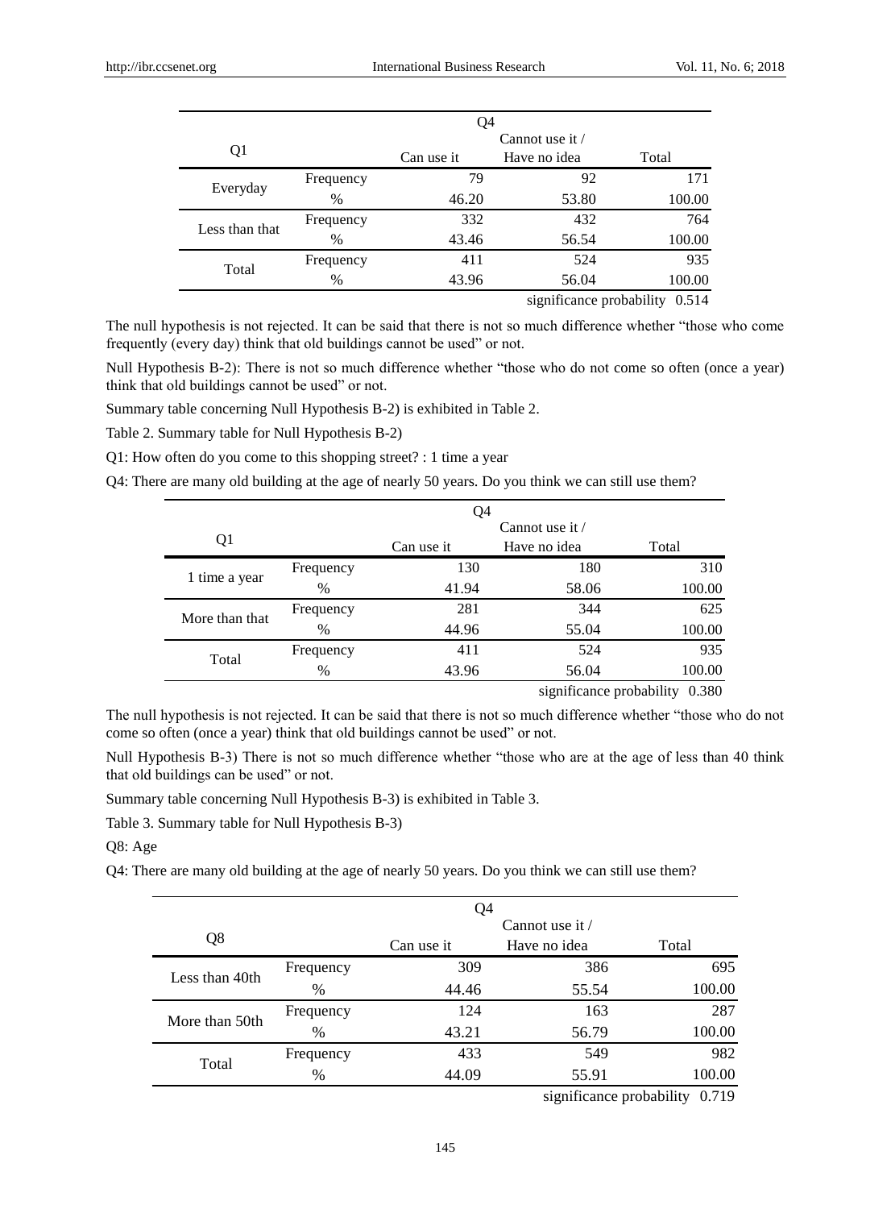| Q1 | | Q4 | | |
|---|---|---|---|---|
| | | Can use it | Cannot use it / Have no idea | Total |
| Everyday | Frequency | 79 | 92 | 171 |
| | % | 46.20 | 53.80 | 100.00 |
| Less than that | Frequency | 332 | 432 | 764 |
| | % | 43.46 | 56.54 | 100.00 |
| Total | Frequency | 411 | 524 | 935 |
| | % | 43.96 | 56.04 | 100.00 |
| | | | significance probability | 0.514 |

The null hypothesis is not rejected. It can be said that there is not so much difference whether "those who come frequently (every day) think that old buildings cannot be used" or not.

Null Hypothesis B-2): There is not so much difference whether "those who do not come so often (once a year) think that old buildings cannot be used" or not.

Summary table concerning Null Hypothesis B-2) is exhibited in Table 2.

Table 2. Summary table for Null Hypothesis B-2)

Q1: How often do you come to this shopping street? : 1 time a year

Q4: There are many old building at the age of nearly 50 years. Do you think we can still use them?

| Q1 | | Q4 | | |
|---|---|---|---|---|
| | | Can use it | Cannot use it / Have no idea | Total |
| 1 time a year | Frequency | 130 | 180 | 310 |
| | % | 41.94 | 58.06 | 100.00 |
| More than that | Frequency | 281 | 344 | 625 |
| | % | 44.96 | 55.04 | 100.00 |
| Total | Frequency | 411 | 524 | 935 |
| | % | 43.96 | 56.04 | 100.00 |
| | | | significance probability | 0.380 |

The null hypothesis is not rejected. It can be said that there is not so much difference whether "those who do not come so often (once a year) think that old buildings cannot be used" or not.

Null Hypothesis B-3) There is not so much difference whether "those who are at the age of less than 40 think that old buildings can be used" or not.

Summary table concerning Null Hypothesis B-3) is exhibited in Table 3.

Table 3. Summary table for Null Hypothesis B-3)

Q8: Age

Q4: There are many old building at the age of nearly 50 years. Do you think we can still use them?

| Q8 | | Q4 | | |
|---|---|---|---|---|
| | | Can use it | Cannot use it / Have no idea | Total |
| Less than 40th | Frequency | 309 | 386 | 695 |
| | % | 44.46 | 55.54 | 100.00 |
| More than 50th | Frequency | 124 | 163 | 287 |
| | % | 43.21 | 56.79 | 100.00 |
| Total | Frequency | 433 | 549 | 982 |
| | % | 44.09 | 55.91 | 100.00 |
| | | | significance probability | 0.719 |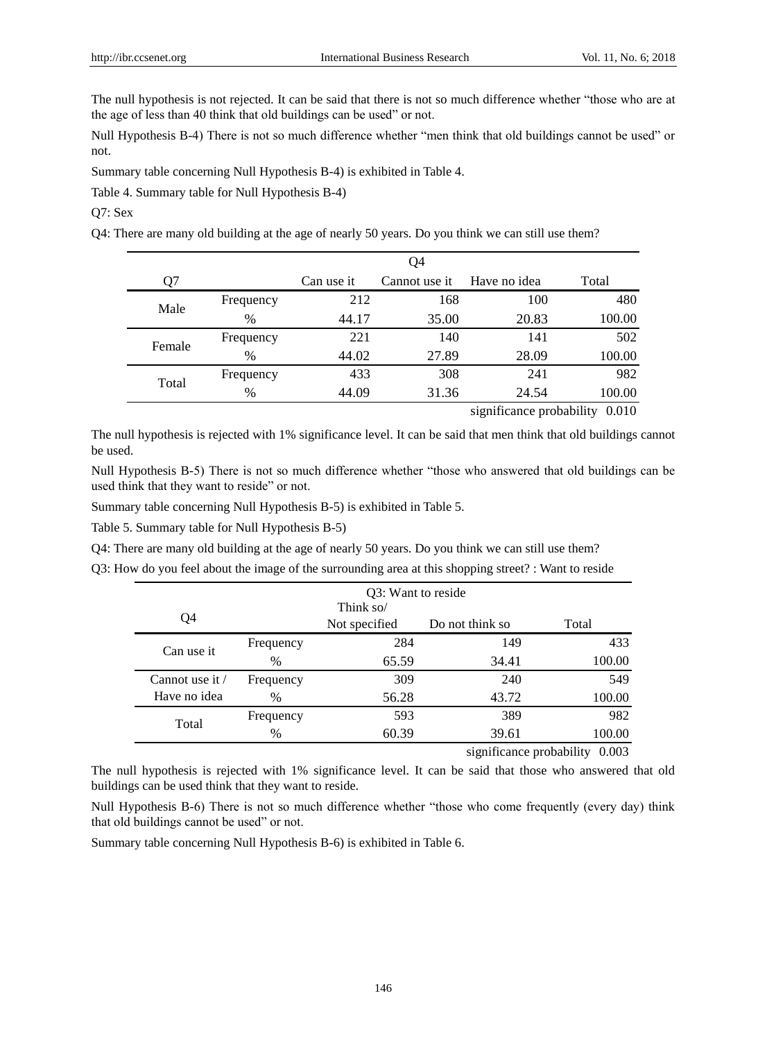The null hypothesis is not rejected. It can be said that there is not so much difference whether "those who are at the age of less than 40 think that old buildings can be used" or not.

Null Hypothesis B-4) There is not so much difference whether "men think that old buildings cannot be used" or not.

Summary table concerning Null Hypothesis B-4) is exhibited in Table 4.

Table 4. Summary table for Null Hypothesis B-4)

Q7: Sex

Q4: There are many old building at the age of nearly 50 years. Do you think we can still use them?

| Q7 | | Q4 | | | |
|---|---|---|---|---|---|
| | | Can use it | Cannot use it | Have no idea | Total |
| Male | Frequency | 212 | 168 | 100 | 480 |
| | % | 44.17 | 35.00 | 20.83 | 100.00 |
| Female | Frequency | 221 | 140 | 141 | 502 |
| | % | 44.02 | 27.89 | 28.09 | 100.00 |
| Total | Frequency | 433 | 308 | 241 | 982 |
| | % | 44.09 | 31.36 | 24.54 | 100.00 |

significance probability 0.010

The null hypothesis is rejected with 1% significance level. It can be said that men think that old buildings cannot be used.

Null Hypothesis B-5) There is not so much difference whether "those who answered that old buildings can be used think that they want to reside" or not.

Summary table concerning Null Hypothesis B-5) is exhibited in Table 5.

Table 5. Summary table for Null Hypothesis B-5)

Q4: There are many old building at the age of nearly 50 years. Do you think we can still use them?

Q3: How do you feel about the image of the surrounding area at this shopping street? : Want to reside

| Q4 | | Q3: Want to reside | | |
|---|---|---|---|---|
| | | Think so/ Not specified | Do not think so | Total |
| Can use it | Frequency | 284 | 149 | 433 |
| | % | 65.59 | 34.41 | 100.00 |
| Cannot use it / Have no idea | Frequency | 309 | 240 | 549 |
| | % | 56.28 | 43.72 | 100.00 |
| Total | Frequency | 593 | 389 | 982 |
| | % | 60.39 | 39.61 | 100.00 |

significance probability 0.003

The null hypothesis is rejected with 1% significance level. It can be said that those who answered that old buildings can be used think that they want to reside.

Null Hypothesis B-6) There is not so much difference whether "those who come frequently (every day) think that old buildings cannot be used" or not.

Summary table concerning Null Hypothesis B-6) is exhibited in Table 6.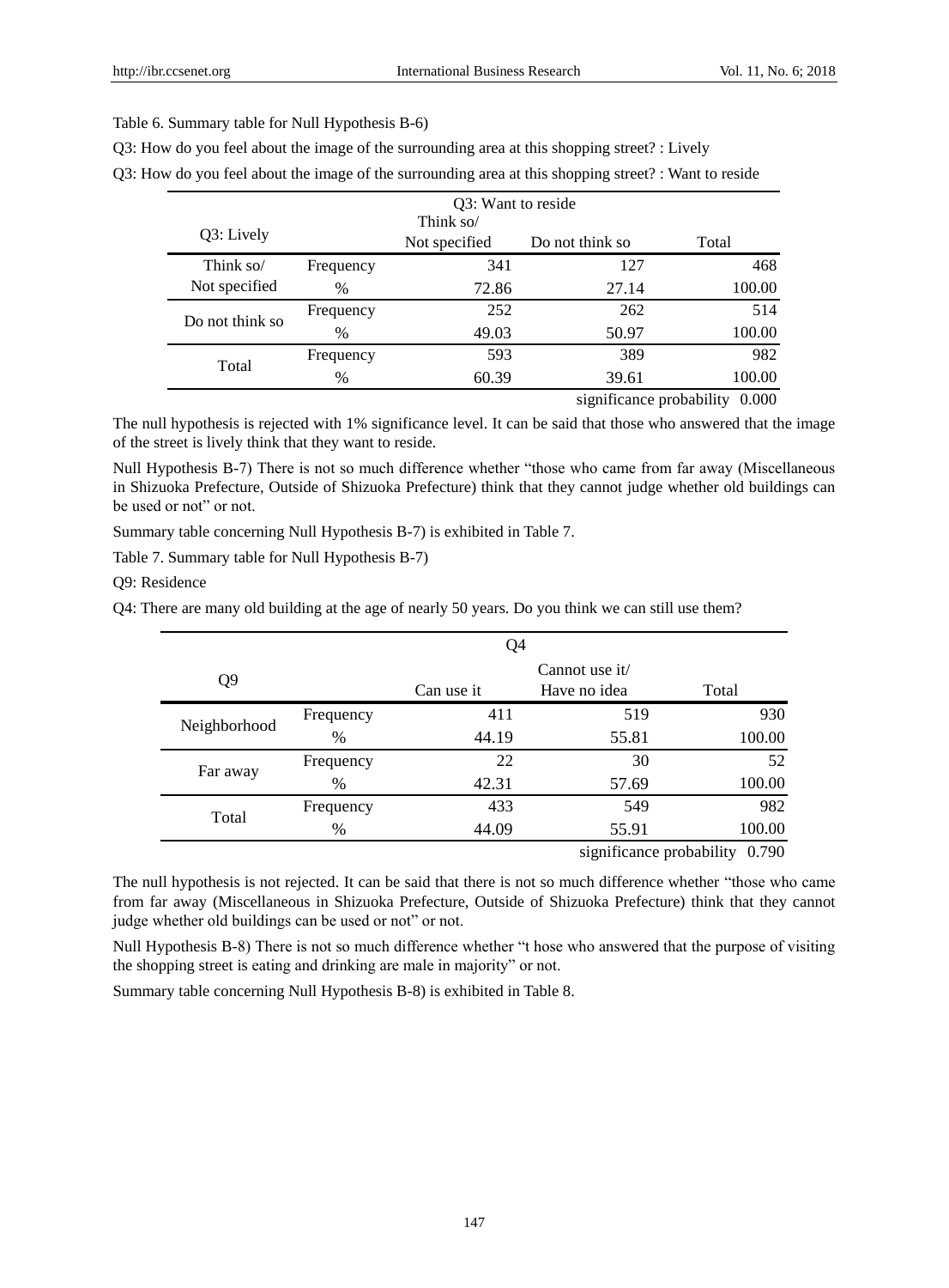Table 6. Summary table for Null Hypothesis B-6)

Q3: How do you feel about the image of the surrounding area at this shopping street? : Lively

Q3: How do you feel about the image of the surrounding area at this shopping street? : Want to reside

| Q3: Lively | | Q3: Want to reside Think so/ Not specified | Do not think so | Total |
|---|---|---|---|---|
| Think so/ Not specified | Frequency | 341 | 127 | 468 |
| | % | 72.86 | 27.14 | 100.00 |
| Do not think so | Frequency | 252 | 262 | 514 |
| | % | 49.03 | 50.97 | 100.00 |
| Total | Frequency | 593 | 389 | 982 |
| | % | 60.39 | 39.61 | 100.00 |
| | | | significance probability | 0.000 |

The null hypothesis is rejected with 1% significance level. It can be said that those who answered that the image of the street is lively think that they want to reside.

Null Hypothesis B-7) There is not so much difference whether "those who came from far away (Miscellaneous in Shizuoka Prefecture, Outside of Shizuoka Prefecture) think that they cannot judge whether old buildings can be used or not" or not.

Summary table concerning Null Hypothesis B-7) is exhibited in Table 7.

Table 7. Summary table for Null Hypothesis B-7)

Q9: Residence

Q4: There are many old building at the age of nearly 50 years. Do you think we can still use them?

| Q9 | | Q4 Can use it | Cannot use it/ Have no idea | Total |
|---|---|---|---|---|
| Neighborhood | Frequency | 411 | 519 | 930 |
| | % | 44.19 | 55.81 | 100.00 |
| Far away | Frequency | 22 | 30 | 52 |
| | % | 42.31 | 57.69 | 100.00 |
| Total | Frequency | 433 | 549 | 982 |
| | % | 44.09 | 55.91 | 100.00 |
| | | | significance probability | 0.790 |

The null hypothesis is not rejected. It can be said that there is not so much difference whether "those who came from far away (Miscellaneous in Shizuoka Prefecture, Outside of Shizuoka Prefecture) think that they cannot judge whether old buildings can be used or not" or not.

Null Hypothesis B-8) There is not so much difference whether "t hose who answered that the purpose of visiting the shopping street is eating and drinking are male in majority" or not.

Summary table concerning Null Hypothesis B-8) is exhibited in Table 8.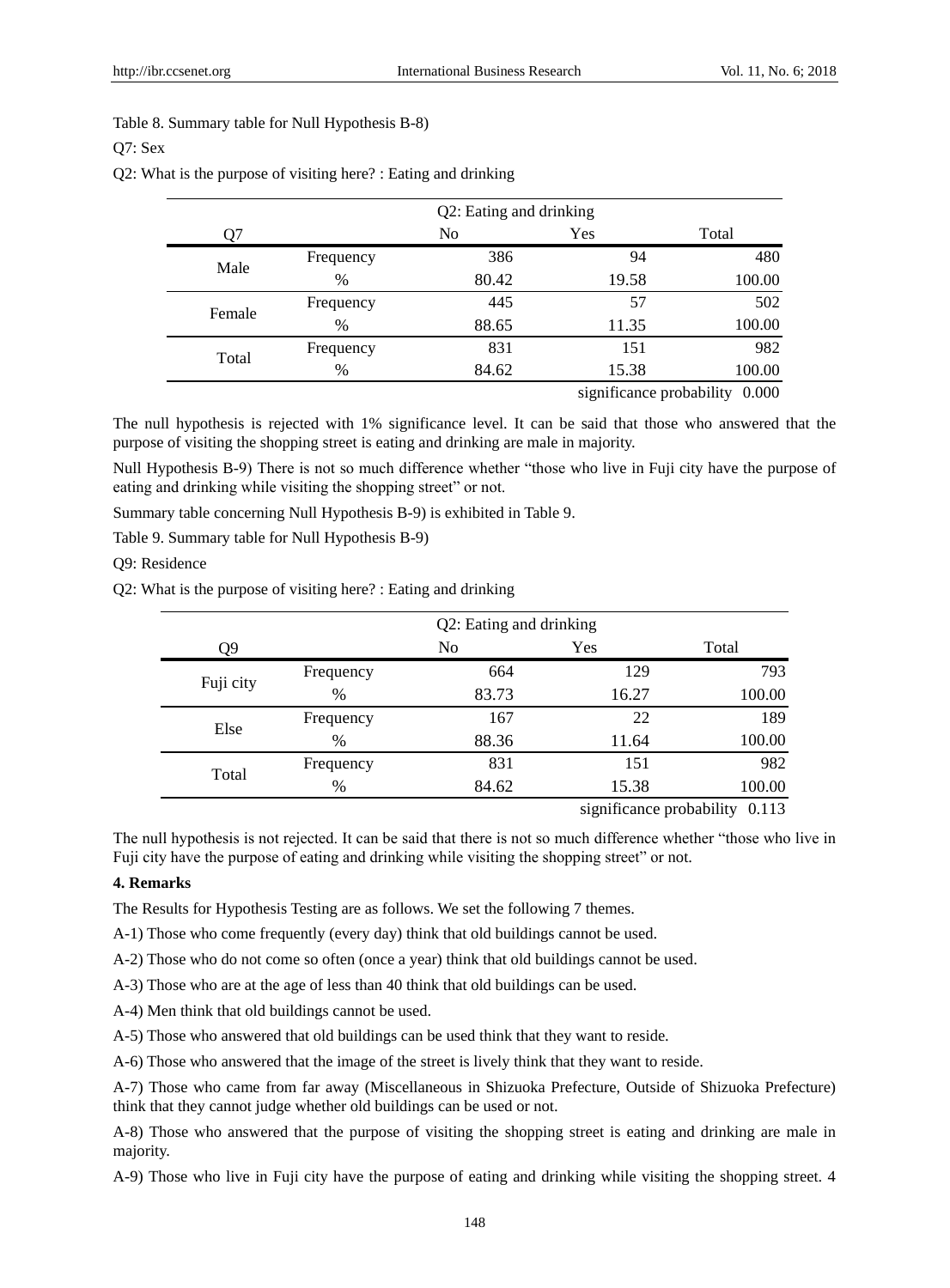Table 8. Summary table for Null Hypothesis B-8)

Q7: Sex

Q2: What is the purpose of visiting here? : Eating and drinking

| | | Q2: Eating and drinking | | |
|---|---|---|---|---|
| Q7 | | No | Yes | Total |
| Male | Frequency | 386 | 94 | 480 |
| | % | 80.42 | 19.58 | 100.00 |
| Female | Frequency | 445 | 57 | 502 |
| | % | 88.65 | 11.35 | 100.00 |
| Total | Frequency | 831 | 151 | 982 |
| | % | 84.62 | 15.38 | 100.00 |
| | | | significance probability | 0.000 |

The null hypothesis is rejected with 1% significance level. It can be said that those who answered that the purpose of visiting the shopping street is eating and drinking are male in majority.

Null Hypothesis B-9) There is not so much difference whether "those who live in Fuji city have the purpose of eating and drinking while visiting the shopping street" or not.

Summary table concerning Null Hypothesis B-9) is exhibited in Table 9.

Table 9. Summary table for Null Hypothesis B-9)

Q9: Residence

Q2: What is the purpose of visiting here? : Eating and drinking

| | | Q2: Eating and drinking | | |
|---|---|---|---|---|
| Q9 | | No | Yes | Total |
| Fuji city | Frequency | 664 | 129 | 793 |
| | % | 83.73 | 16.27 | 100.00 |
| Else | Frequency | 167 | 22 | 189 |
| | % | 88.36 | 11.64 | 100.00 |
| Total | Frequency | 831 | 151 | 982 |
| | % | 84.62 | 15.38 | 100.00 |
| | | | significance probability | 0.113 |

The null hypothesis is not rejected. It can be said that there is not so much difference whether "those who live in Fuji city have the purpose of eating and drinking while visiting the shopping street" or not.

**4. Remarks**

The Results for Hypothesis Testing are as follows. We set the following 7 themes.

A-1) Those who come frequently (every day) think that old buildings cannot be used.

A-2) Those who do not come so often (once a year) think that old buildings cannot be used.

A-3) Those who are at the age of less than 40 think that old buildings can be used.

A-4) Men think that old buildings cannot be used.

A-5) Those who answered that old buildings can be used think that they want to reside.

A-6) Those who answered that the image of the street is lively think that they want to reside.

A-7) Those who came from far away (Miscellaneous in Shizuoka Prefecture, Outside of Shizuoka Prefecture) think that they cannot judge whether old buildings can be used or not.

A-8) Those who answered that the purpose of visiting the shopping street is eating and drinking are male in majority.

A-9) Those who live in Fuji city have the purpose of eating and drinking while visiting the shopping street. 4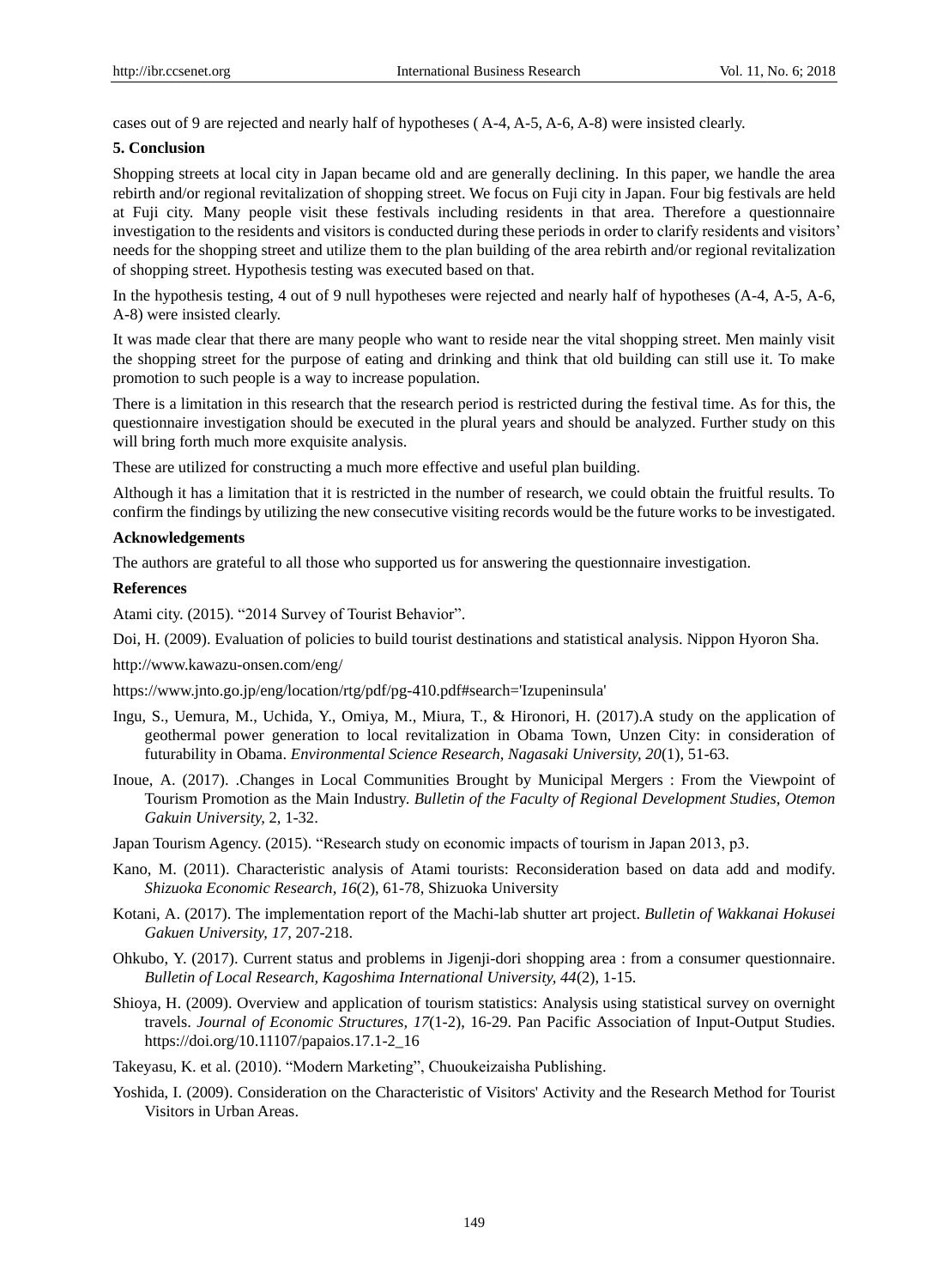cases out of 9 are rejected and nearly half of hypotheses ( A-4, A-5, A-6, A-8) were insisted clearly.

## 5. Conclusion

Shopping streets at local city in Japan became old and are generally declining. In this paper, we handle the area rebirth and/or regional revitalization of shopping street. We focus on Fuji city in Japan. Four big festivals are held at Fuji city. Many people visit these festivals including residents in that area. Therefore a questionnaire investigation to the residents and visitors is conducted during these periods in order to clarify residents and visitors' needs for the shopping street and utilize them to the plan building of the area rebirth and/or regional revitalization of shopping street. Hypothesis testing was executed based on that.

In the hypothesis testing, 4 out of 9 null hypotheses were rejected and nearly half of hypotheses (A-4, A-5, A-6, A-8) were insisted clearly.

It was made clear that there are many people who want to reside near the vital shopping street. Men mainly visit the shopping street for the purpose of eating and drinking and think that old building can still use it. To make promotion to such people is a way to increase population.

There is a limitation in this research that the research period is restricted during the festival time. As for this, the questionnaire investigation should be executed in the plural years and should be analyzed. Further study on this will bring forth much more exquisite analysis.

These are utilized for constructing a much more effective and useful plan building.

Although it has a limitation that it is restricted in the number of research, we could obtain the fruitful results. To confirm the findings by utilizing the new consecutive visiting records would be the future works to be investigated.

## Acknowledgements

The authors are grateful to all those who supported us for answering the questionnaire investigation.

## References

Atami city. (2015). "2014 Survey of Tourist Behavior".

Doi, H. (2009). Evaluation of policies to build tourist destinations and statistical analysis. Nippon Hyoron Sha.

http://www.kawazu-onsen.com/eng/

https://www.jnto.go.jp/eng/location/rtg/pdf/pg-410.pdf#search='Izupeninsula'

Ingu, S., Uemura, M., Uchida, Y., Omiya, M., Miura, T., & Hironori, H. (2017).A study on the application of geothermal power generation to local revitalization in Obama Town, Unzen City: in consideration of futurability in Obama. *Environmental Science Research, Nagasaki University, 20*(1), 51-63.

Inoue, A. (2017). .Changes in Local Communities Brought by Municipal Mergers : From the Viewpoint of Tourism Promotion as the Main Industry. *Bulletin of the Faculty of Regional Development Studies, Otemon Gakuin University,* 2, 1-32.

Japan Tourism Agency. (2015). "Research study on economic impacts of tourism in Japan 2013, p3.

Kano, M. (2011). Characteristic analysis of Atami tourists: Reconsideration based on data add and modify. *Shizuoka Economic Research, 16*(2), 61-78, Shizuoka University

Kotani, A. (2017). The implementation report of the Machi-lab shutter art project. *Bulletin of Wakkanai Hokusei Gakuen University, 17,* 207-218.

Ohkubo, Y. (2017). Current status and problems in Jigenji-dori shopping area : from a consumer questionnaire. *Bulletin of Local Research, Kagoshima International University, 44*(2), 1-15.

Shioya, H. (2009). Overview and application of tourism statistics: Analysis using statistical survey on overnight travels. *Journal of Economic Structures, 17*(1-2), 16-29. Pan Pacific Association of Input-Output Studies. https://doi.org/10.11107/papaios.17.1-2_16

Takeyasu, K. et al. (2010). "Modern Marketing", Chuoukeizaisha Publishing.

Yoshida, I. (2009). Consideration on the Characteristic of Visitors' Activity and the Research Method for Tourist Visitors in Urban Areas.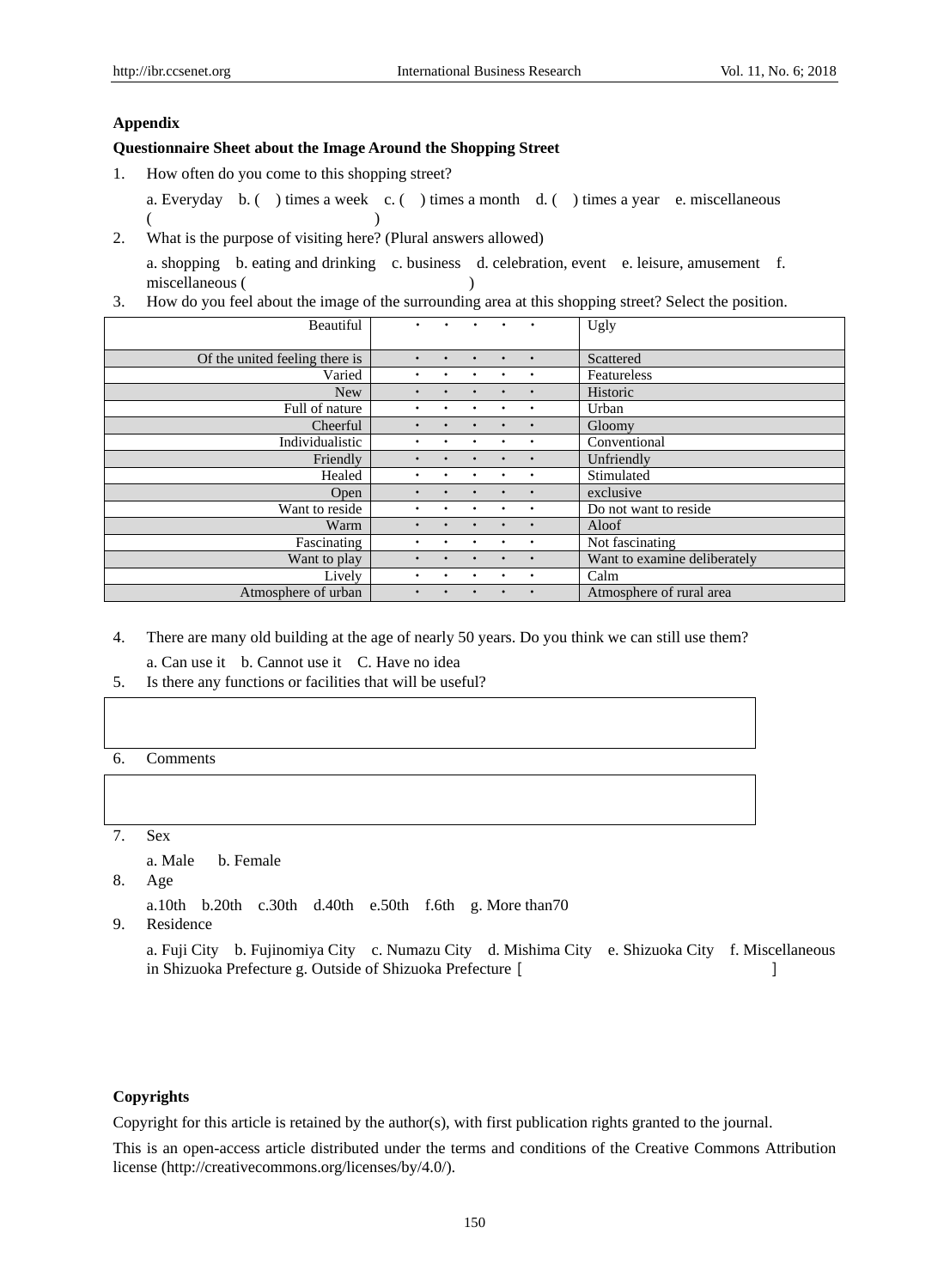## Appendix

### Questionnaire Sheet about the Image Around the Shopping Street

1. How often do you come to this shopping street?

   a. Everyday b. ( ) times a week c. ( ) times a month d. ( ) times a year e. miscellaneous ( )

2. What is the purpose of visiting here? (Plural answers allowed)

   a. shopping b. eating and drinking c. business d. celebration, event e. leisure, amusement f. miscellaneous ( )

3. How do you feel about the image of the surrounding area at this shopping street? Select the position.

| | | |
|---:|:---:|:---|
| Beautiful | ・ ・ ・ ・ ・ | Ugly |
| Of the united feeling there is | ・ ・ ・ ・ ・ | Scattered |
| Varied | ・ ・ ・ ・ ・ | Featureless |
| New | ・ ・ ・ ・ ・ | Historic |
| Full of nature | ・ ・ ・ ・ ・ | Urban |
| Cheerful | ・ ・ ・ ・ ・ | Gloomy |
| Individualistic | ・ ・ ・ ・ ・ | Conventional |
| Friendly | ・ ・ ・ ・ ・ | Unfriendly |
| Healed | ・ ・ ・ ・ ・ | Stimulated |
| Open | ・ ・ ・ ・ ・ | exclusive |
| Want to reside | ・ ・ ・ ・ ・ | Do not want to reside |
| Warm | ・ ・ ・ ・ ・ | Aloof |
| Fascinating | ・ ・ ・ ・ ・ | Not fascinating |
| Want to play | ・ ・ ・ ・ ・ | Want to examine deliberately |
| Lively | ・ ・ ・ ・ ・ | Calm |
| Atmosphere of urban | ・ ・ ・ ・ ・ | Atmosphere of rural area |

4. There are many old building at the age of nearly 50 years. Do you think we can still use them?

   a. Can use it b. Cannot use it C. Have no idea

5. Is there any functions or facilities that will be useful?

6. Comments

7. Sex

   a. Male b. Female

8. Age

   a.10th b.20th c.30th d.40th e.50th f.6th g. More than70

9. Residence

   a. Fuji City b. Fujinomiya City c. Numazu City d. Mishima City e. Shizuoka City f. Miscellaneous in Shizuoka Prefecture g. Outside of Shizuoka Prefecture [ ]

## Copyrights

Copyright for this article is retained by the author(s), with first publication rights granted to the journal.

This is an open-access article distributed under the terms and conditions of the Creative Commons Attribution license (http://creativecommons.org/licenses/by/4.0/).